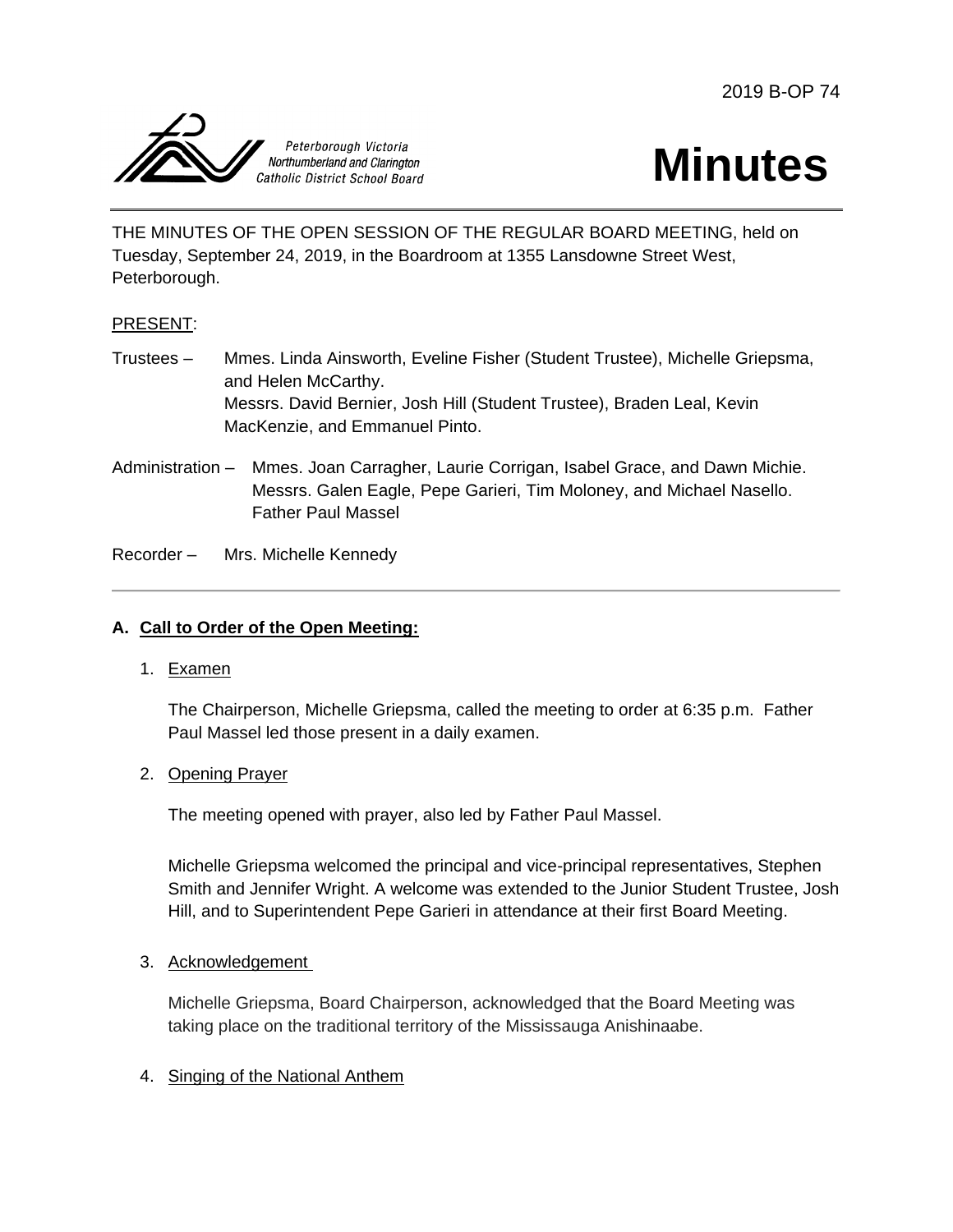2019 B-OP 74

Peterborough Victoria Northumberland and Clarington Catholic District School Board

# Minutes

THE MINUTES OF THE OPEN SESSION OF THE REGULAR BOARD MEETING, held on Tuesday, September 24, 2019, in the Boardroom at 1355 Lansdowne Street West, Peterborough.

PRESENT:

Trustees – Mmes. Linda Ainsworth, Eveline Fisher (Student Trustee), Michelle Griepsma, and Helen McCarthy.
Messrs. David Bernier, Josh Hill (Student Trustee), Braden Leal, Kevin MacKenzie, and Emmanuel Pinto.

Administration – Mmes. Joan Carragher, Laurie Corrigan, Isabel Grace, and Dawn Michie.
Messrs. Galen Eagle, Pepe Garieri, Tim Moloney, and Michael Nasello.
Father Paul Massel

Recorder – Mrs. Michelle Kennedy

---

## A. Call to Order of the Open Meeting:

1. Examen

   The Chairperson, Michelle Griepsma, called the meeting to order at 6:35 p.m. Father Paul Massel led those present in a daily examen.

2. Opening Prayer

   The meeting opened with prayer, also led by Father Paul Massel.

   Michelle Griepsma welcomed the principal and vice-principal representatives, Stephen Smith and Jennifer Wright. A welcome was extended to the Junior Student Trustee, Josh Hill, and to Superintendent Pepe Garieri in attendance at their first Board Meeting.

3. Acknowledgement

   Michelle Griepsma, Board Chairperson, acknowledged that the Board Meeting was taking place on the traditional territory of the Mississauga Anishinaabe.

4. Singing of the National Anthem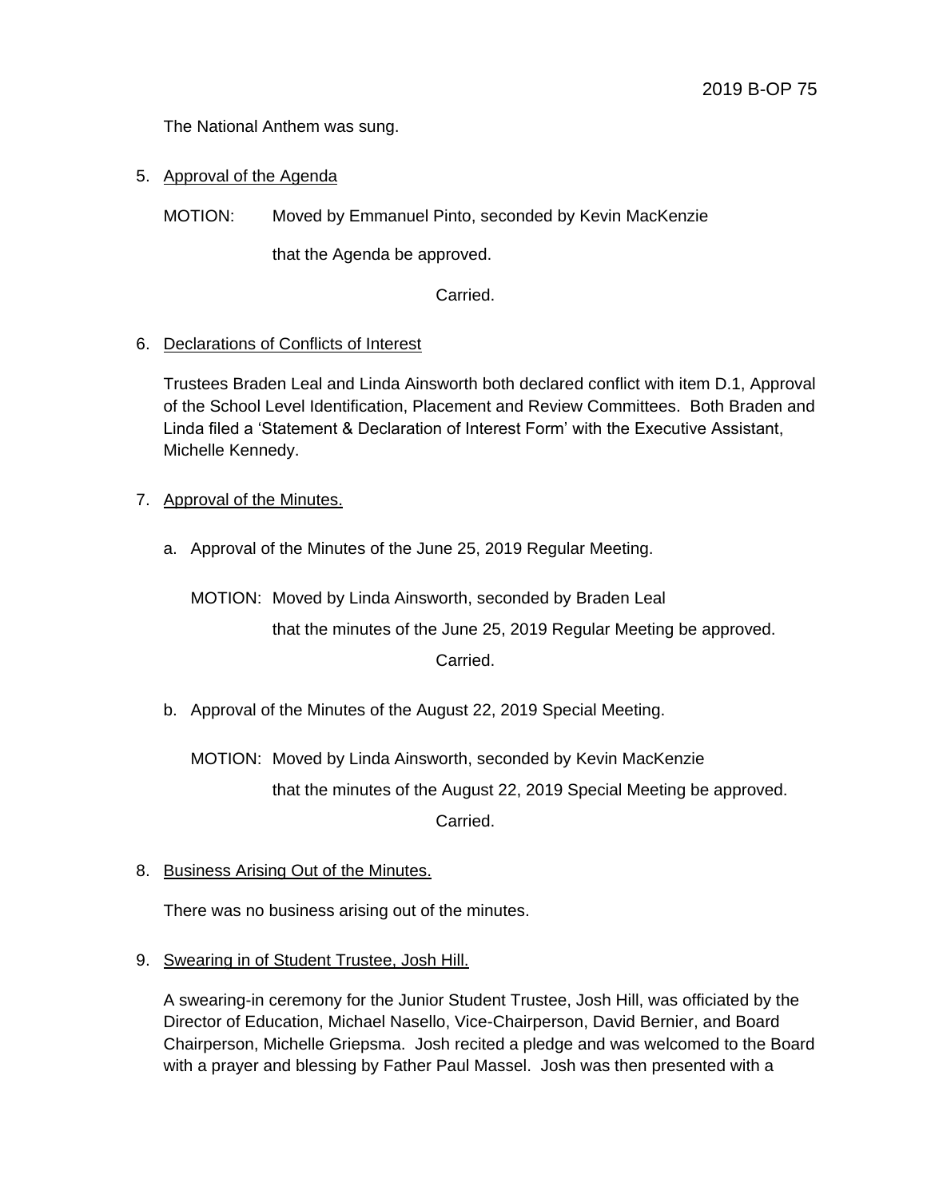The National Anthem was sung.

5. <u>Approval of the Agenda</u>

   MOTION: Moved by Emmanuel Pinto, seconded by Kevin MacKenzie

   that the Agenda be approved.

   Carried.

6. <u>Declarations of Conflicts of Interest</u>

   Trustees Braden Leal and Linda Ainsworth both declared conflict with item D.1, Approval of the School Level Identification, Placement and Review Committees. Both Braden and Linda filed a 'Statement & Declaration of Interest Form' with the Executive Assistant, Michelle Kennedy.

7. <u>Approval of the Minutes.</u>

   a. Approval of the Minutes of the June 25, 2019 Regular Meeting.

      MOTION: Moved by Linda Ainsworth, seconded by Braden Leal

      that the minutes of the June 25, 2019 Regular Meeting be approved.

      Carried.

   b. Approval of the Minutes of the August 22, 2019 Special Meeting.

      MOTION: Moved by Linda Ainsworth, seconded by Kevin MacKenzie

      that the minutes of the August 22, 2019 Special Meeting be approved.

      Carried.

8. <u>Business Arising Out of the Minutes.</u>

   There was no business arising out of the minutes.

9. <u>Swearing in of Student Trustee, Josh Hill.</u>

   A swearing-in ceremony for the Junior Student Trustee, Josh Hill, was officiated by the Director of Education, Michael Nasello, Vice-Chairperson, David Bernier, and Board Chairperson, Michelle Griepsma. Josh recited a pledge and was welcomed to the Board with a prayer and blessing by Father Paul Massel. Josh was then presented with a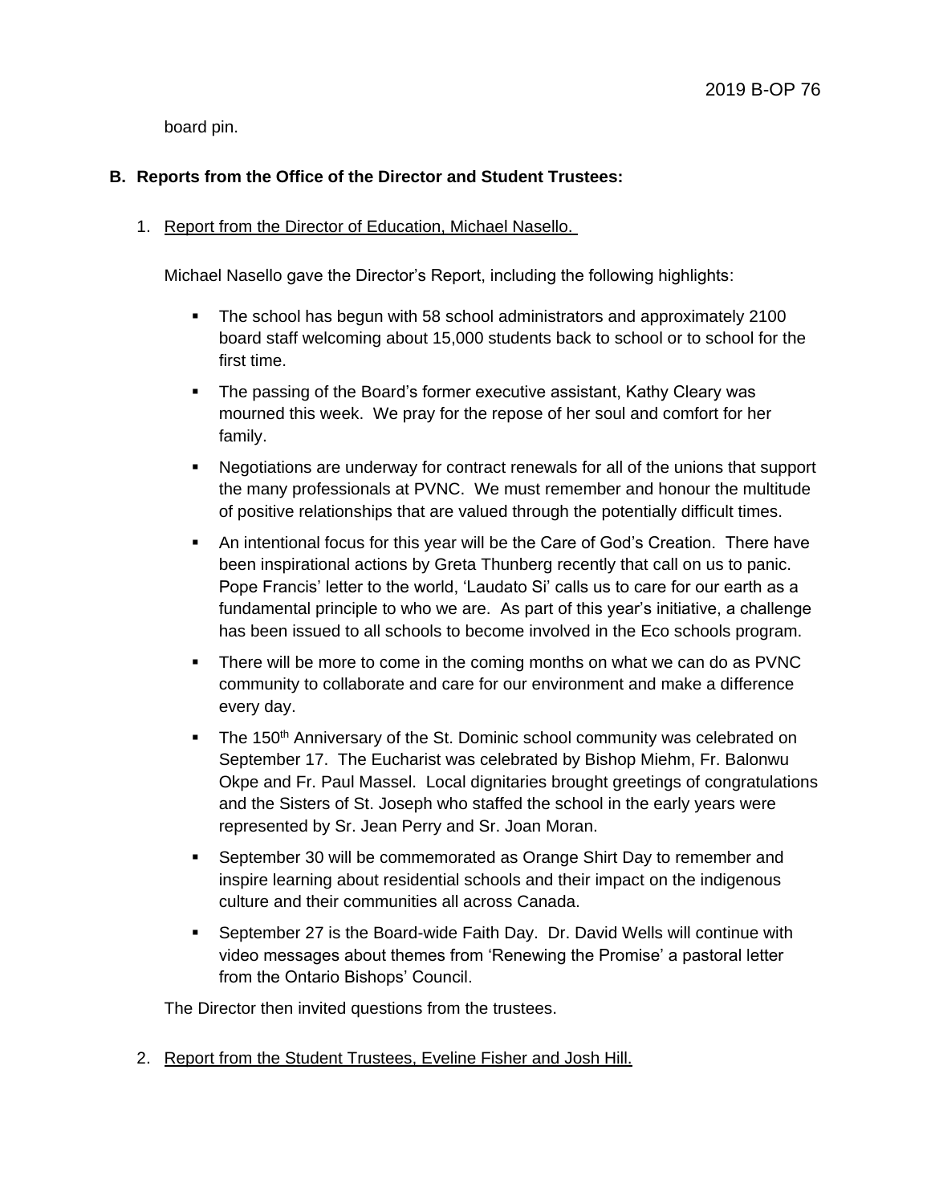board pin.

**B. Reports from the Office of the Director and Student Trustees:**

1. Report from the Director of Education, Michael Nasello.

   Michael Nasello gave the Director's Report, including the following highlights:

   - The school has begun with 58 school administrators and approximately 2100 board staff welcoming about 15,000 students back to school or to school for the first time.
   - The passing of the Board's former executive assistant, Kathy Cleary was mourned this week. We pray for the repose of her soul and comfort for her family.
   - Negotiations are underway for contract renewals for all of the unions that support the many professionals at PVNC. We must remember and honour the multitude of positive relationships that are valued through the potentially difficult times.
   - An intentional focus for this year will be the Care of God's Creation. There have been inspirational actions by Greta Thunberg recently that call on us to panic. Pope Francis' letter to the world, 'Laudato Si' calls us to care for our earth as a fundamental principle to who we are. As part of this year's initiative, a challenge has been issued to all schools to become involved in the Eco schools program.
   - There will be more to come in the coming months on what we can do as PVNC community to collaborate and care for our environment and make a difference every day.
   - The 150th Anniversary of the St. Dominic school community was celebrated on September 17. The Eucharist was celebrated by Bishop Miehm, Fr. Balonwu Okpe and Fr. Paul Massel. Local dignitaries brought greetings of congratulations and the Sisters of St. Joseph who staffed the school in the early years were represented by Sr. Jean Perry and Sr. Joan Moran.
   - September 30 will be commemorated as Orange Shirt Day to remember and inspire learning about residential schools and their impact on the indigenous culture and their communities all across Canada.
   - September 27 is the Board-wide Faith Day. Dr. David Wells will continue with video messages about themes from 'Renewing the Promise' a pastoral letter from the Ontario Bishops' Council.

   The Director then invited questions from the trustees.

2. Report from the Student Trustees, Eveline Fisher and Josh Hill.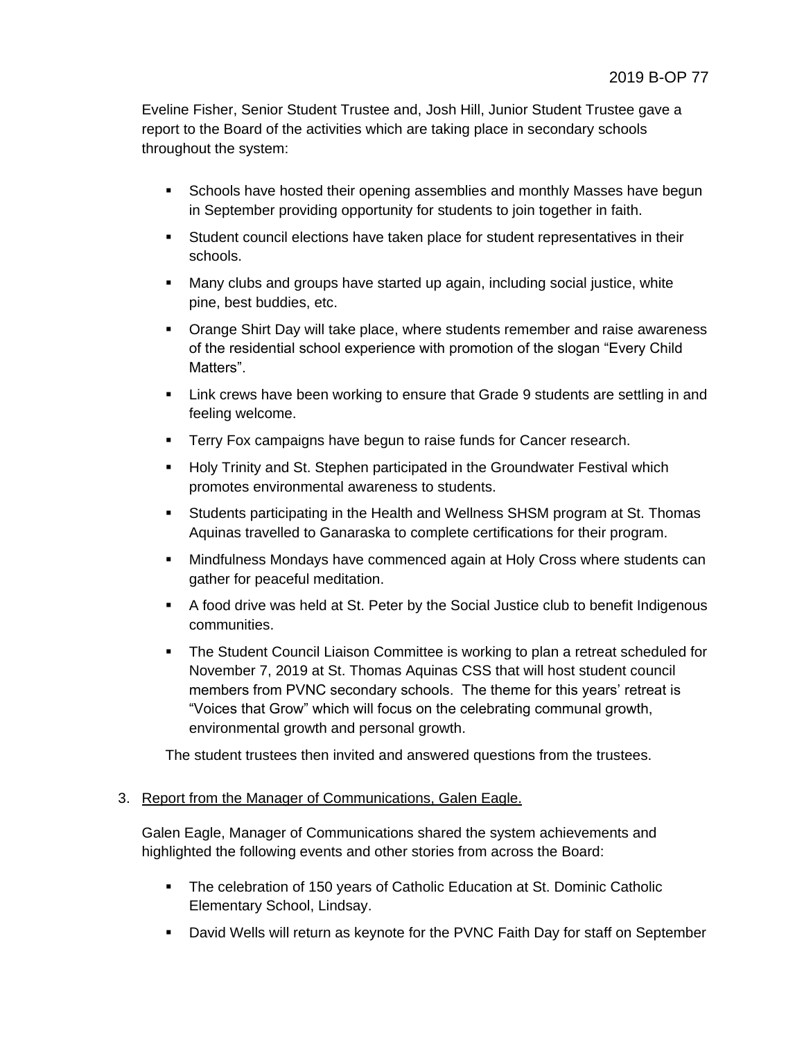Eveline Fisher, Senior Student Trustee and, Josh Hill, Junior Student Trustee gave a report to the Board of the activities which are taking place in secondary schools throughout the system:

- Schools have hosted their opening assemblies and monthly Masses have begun in September providing opportunity for students to join together in faith.
- Student council elections have taken place for student representatives in their schools.
- Many clubs and groups have started up again, including social justice, white pine, best buddies, etc.
- Orange Shirt Day will take place, where students remember and raise awareness of the residential school experience with promotion of the slogan "Every Child Matters".
- Link crews have been working to ensure that Grade 9 students are settling in and feeling welcome.
- Terry Fox campaigns have begun to raise funds for Cancer research.
- Holy Trinity and St. Stephen participated in the Groundwater Festival which promotes environmental awareness to students.
- Students participating in the Health and Wellness SHSM program at St. Thomas Aquinas travelled to Ganaraska to complete certifications for their program.
- Mindfulness Mondays have commenced again at Holy Cross where students can gather for peaceful meditation.
- A food drive was held at St. Peter by the Social Justice club to benefit Indigenous communities.
- The Student Council Liaison Committee is working to plan a retreat scheduled for November 7, 2019 at St. Thomas Aquinas CSS that will host student council members from PVNC secondary schools. The theme for this years' retreat is "Voices that Grow" which will focus on the celebrating communal growth, environmental growth and personal growth.

The student trustees then invited and answered questions from the trustees.

3. Report from the Manager of Communications, Galen Eagle.

Galen Eagle, Manager of Communications shared the system achievements and highlighted the following events and other stories from across the Board:

- The celebration of 150 years of Catholic Education at St. Dominic Catholic Elementary School, Lindsay.
- David Wells will return as keynote for the PVNC Faith Day for staff on September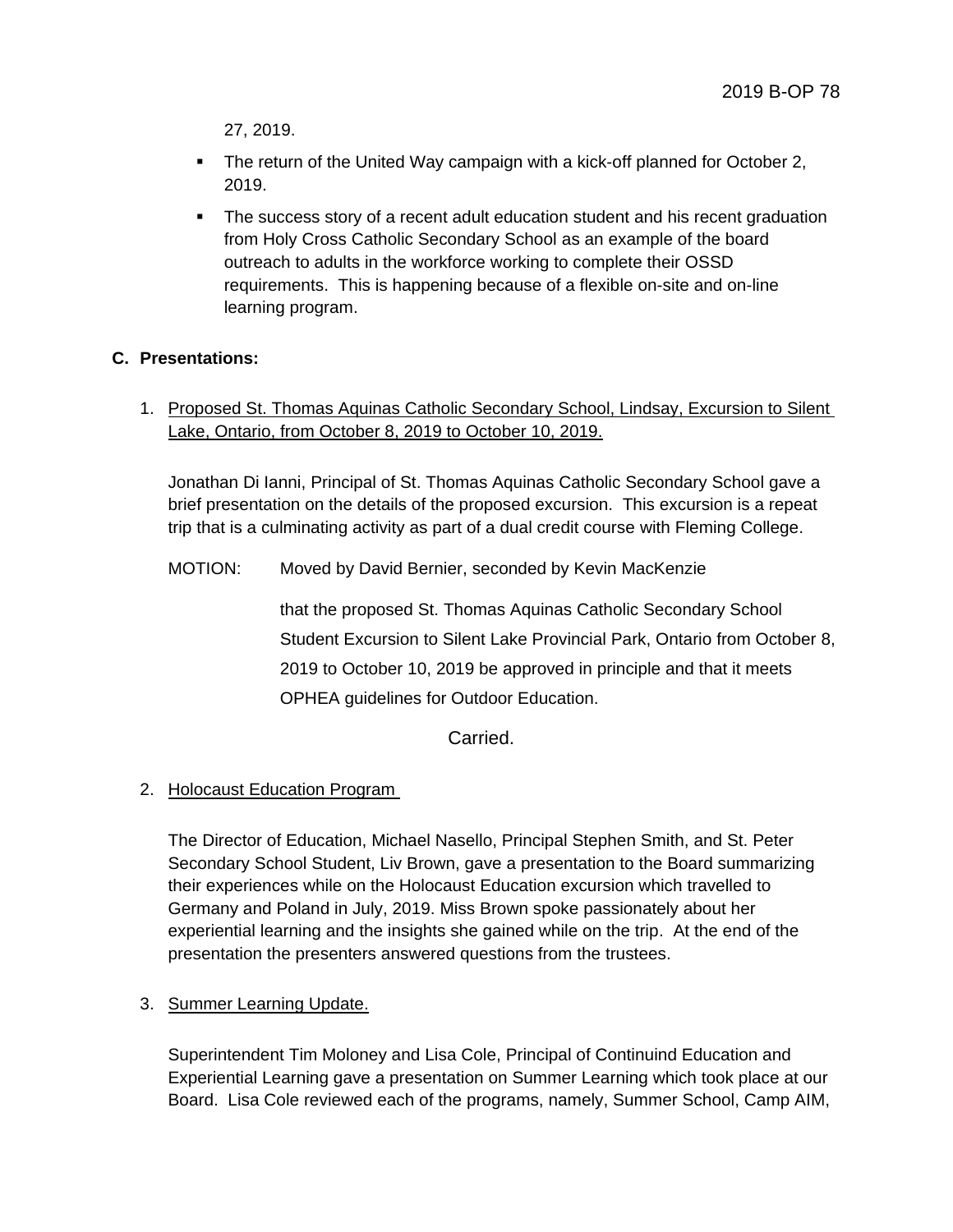27, 2019.

- The return of the United Way campaign with a kick-off planned for October 2, 2019.
- The success story of a recent adult education student and his recent graduation from Holy Cross Catholic Secondary School as an example of the board outreach to adults in the workforce working to complete their OSSD requirements. This is happening because of a flexible on-site and on-line learning program.

## C. Presentations:

1. Proposed St. Thomas Aquinas Catholic Secondary School, Lindsay, Excursion to Silent Lake, Ontario, from October 8, 2019 to October 10, 2019.

   Jonathan Di Ianni, Principal of St. Thomas Aquinas Catholic Secondary School gave a brief presentation on the details of the proposed excursion. This excursion is a repeat trip that is a culminating activity as part of a dual credit course with Fleming College.

   MOTION: Moved by David Bernier, seconded by Kevin MacKenzie

   that the proposed St. Thomas Aquinas Catholic Secondary School Student Excursion to Silent Lake Provincial Park, Ontario from October 8, 2019 to October 10, 2019 be approved in principle and that it meets OPHEA guidelines for Outdoor Education.

   Carried.

2. Holocaust Education Program

   The Director of Education, Michael Nasello, Principal Stephen Smith, and St. Peter Secondary School Student, Liv Brown, gave a presentation to the Board summarizing their experiences while on the Holocaust Education excursion which travelled to Germany and Poland in July, 2019. Miss Brown spoke passionately about her experiential learning and the insights she gained while on the trip. At the end of the presentation the presenters answered questions from the trustees.

3. Summer Learning Update.

   Superintendent Tim Moloney and Lisa Cole, Principal of Continuind Education and Experiential Learning gave a presentation on Summer Learning which took place at our Board. Lisa Cole reviewed each of the programs, namely, Summer School, Camp AIM,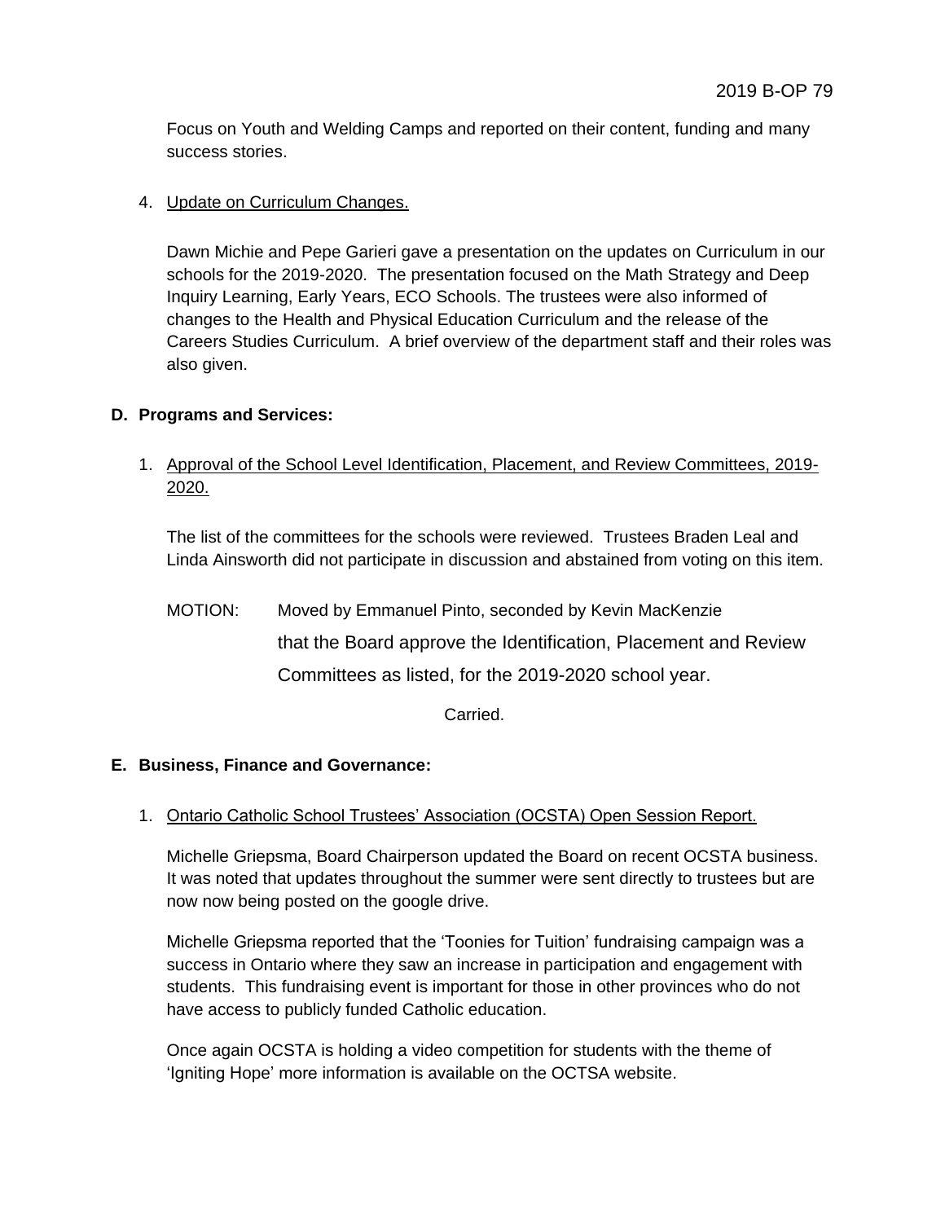Focus on Youth and Welding Camps and reported on their content, funding and many success stories.

4. Update on Curriculum Changes.

   Dawn Michie and Pepe Garieri gave a presentation on the updates on Curriculum in our schools for the 2019-2020. The presentation focused on the Math Strategy and Deep Inquiry Learning, Early Years, ECO Schools. The trustees were also informed of changes to the Health and Physical Education Curriculum and the release of the Careers Studies Curriculum. A brief overview of the department staff and their roles was also given.

**D. Programs and Services:**

1. Approval of the School Level Identification, Placement, and Review Committees, 2019-2020.

   The list of the committees for the schools were reviewed. Trustees Braden Leal and Linda Ainsworth did not participate in discussion and abstained from voting on this item.

   MOTION: Moved by Emmanuel Pinto, seconded by Kevin MacKenzie that the Board approve the Identification, Placement and Review Committees as listed, for the 2019-2020 school year.

   Carried.

**E. Business, Finance and Governance:**

1. Ontario Catholic School Trustees' Association (OCSTA) Open Session Report.

   Michelle Griepsma, Board Chairperson updated the Board on recent OCSTA business. It was noted that updates throughout the summer were sent directly to trustees but are now now being posted on the google drive.

   Michelle Griepsma reported that the 'Toonies for Tuition' fundraising campaign was a success in Ontario where they saw an increase in participation and engagement with students. This fundraising event is important for those in other provinces who do not have access to publicly funded Catholic education.

   Once again OCSTA is holding a video competition for students with the theme of 'Igniting Hope' more information is available on the OCTSA website.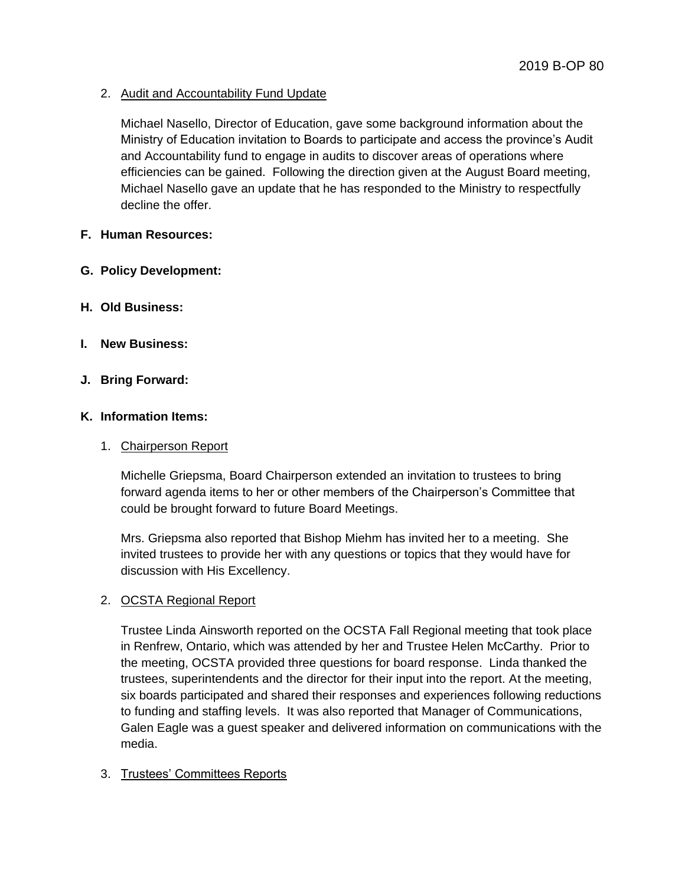2. Audit and Accountability Fund Update

   Michael Nasello, Director of Education, gave some background information about the Ministry of Education invitation to Boards to participate and access the province's Audit and Accountability fund to engage in audits to discover areas of operations where efficiencies can be gained. Following the direction given at the August Board meeting, Michael Nasello gave an update that he has responded to the Ministry to respectfully decline the offer.

**F. Human Resources:**

**G. Policy Development:**

**H. Old Business:**

**I. New Business:**

**J. Bring Forward:**

**K. Information Items:**

1. Chairperson Report

   Michelle Griepsma, Board Chairperson extended an invitation to trustees to bring forward agenda items to her or other members of the Chairperson's Committee that could be brought forward to future Board Meetings.

   Mrs. Griepsma also reported that Bishop Miehm has invited her to a meeting. She invited trustees to provide her with any questions or topics that they would have for discussion with His Excellency.

2. OCSTA Regional Report

   Trustee Linda Ainsworth reported on the OCSTA Fall Regional meeting that took place in Renfrew, Ontario, which was attended by her and Trustee Helen McCarthy. Prior to the meeting, OCSTA provided three questions for board response. Linda thanked the trustees, superintendents and the director for their input into the report. At the meeting, six boards participated and shared their responses and experiences following reductions to funding and staffing levels. It was also reported that Manager of Communications, Galen Eagle was a guest speaker and delivered information on communications with the media.

3. Trustees' Committees Reports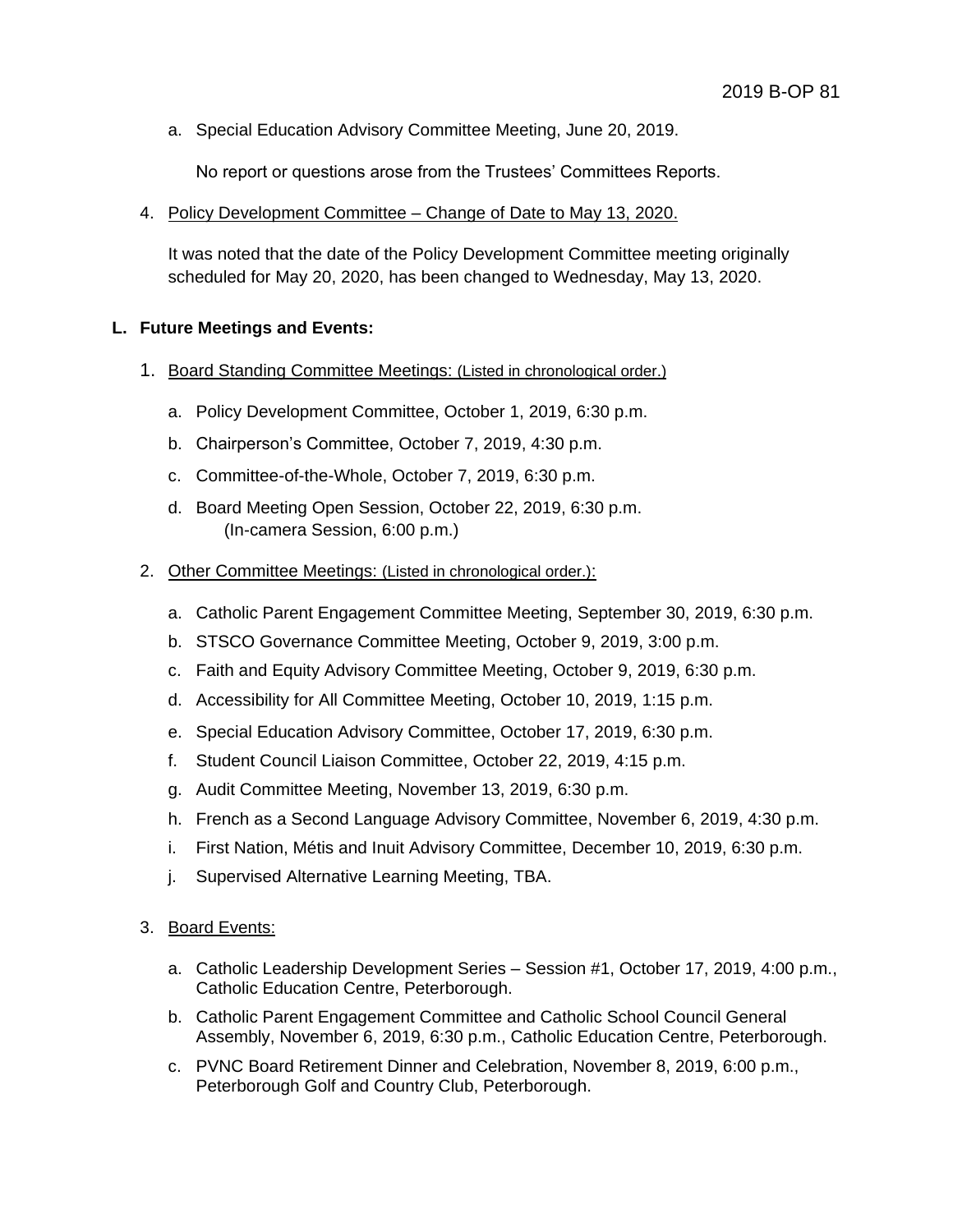a. Special Education Advisory Committee Meeting, June 20, 2019.

   No report or questions arose from the Trustees' Committees Reports.

4. Policy Development Committee – Change of Date to May 13, 2020.

   It was noted that the date of the Policy Development Committee meeting originally scheduled for May 20, 2020, has been changed to Wednesday, May 13, 2020.

**L. Future Meetings and Events:**

1. Board Standing Committee Meetings: (Listed in chronological order.)

   a. Policy Development Committee, October 1, 2019, 6:30 p.m.

   b. Chairperson's Committee, October 7, 2019, 4:30 p.m.

   c. Committee-of-the-Whole, October 7, 2019, 6:30 p.m.

   d. Board Meeting Open Session, October 22, 2019, 6:30 p.m.
      (In-camera Session, 6:00 p.m.)

2. Other Committee Meetings: (Listed in chronological order.):

   a. Catholic Parent Engagement Committee Meeting, September 30, 2019, 6:30 p.m.

   b. STSCO Governance Committee Meeting, October 9, 2019, 3:00 p.m.

   c. Faith and Equity Advisory Committee Meeting, October 9, 2019, 6:30 p.m.

   d. Accessibility for All Committee Meeting, October 10, 2019, 1:15 p.m.

   e. Special Education Advisory Committee, October 17, 2019, 6:30 p.m.

   f. Student Council Liaison Committee, October 22, 2019, 4:15 p.m.

   g. Audit Committee Meeting, November 13, 2019, 6:30 p.m.

   h. French as a Second Language Advisory Committee, November 6, 2019, 4:30 p.m.

   i. First Nation, Métis and Inuit Advisory Committee, December 10, 2019, 6:30 p.m.

   j. Supervised Alternative Learning Meeting, TBA.

3. Board Events:

   a. Catholic Leadership Development Series – Session #1, October 17, 2019, 4:00 p.m., Catholic Education Centre, Peterborough.

   b. Catholic Parent Engagement Committee and Catholic School Council General Assembly, November 6, 2019, 6:30 p.m., Catholic Education Centre, Peterborough.

   c. PVNC Board Retirement Dinner and Celebration, November 8, 2019, 6:00 p.m., Peterborough Golf and Country Club, Peterborough.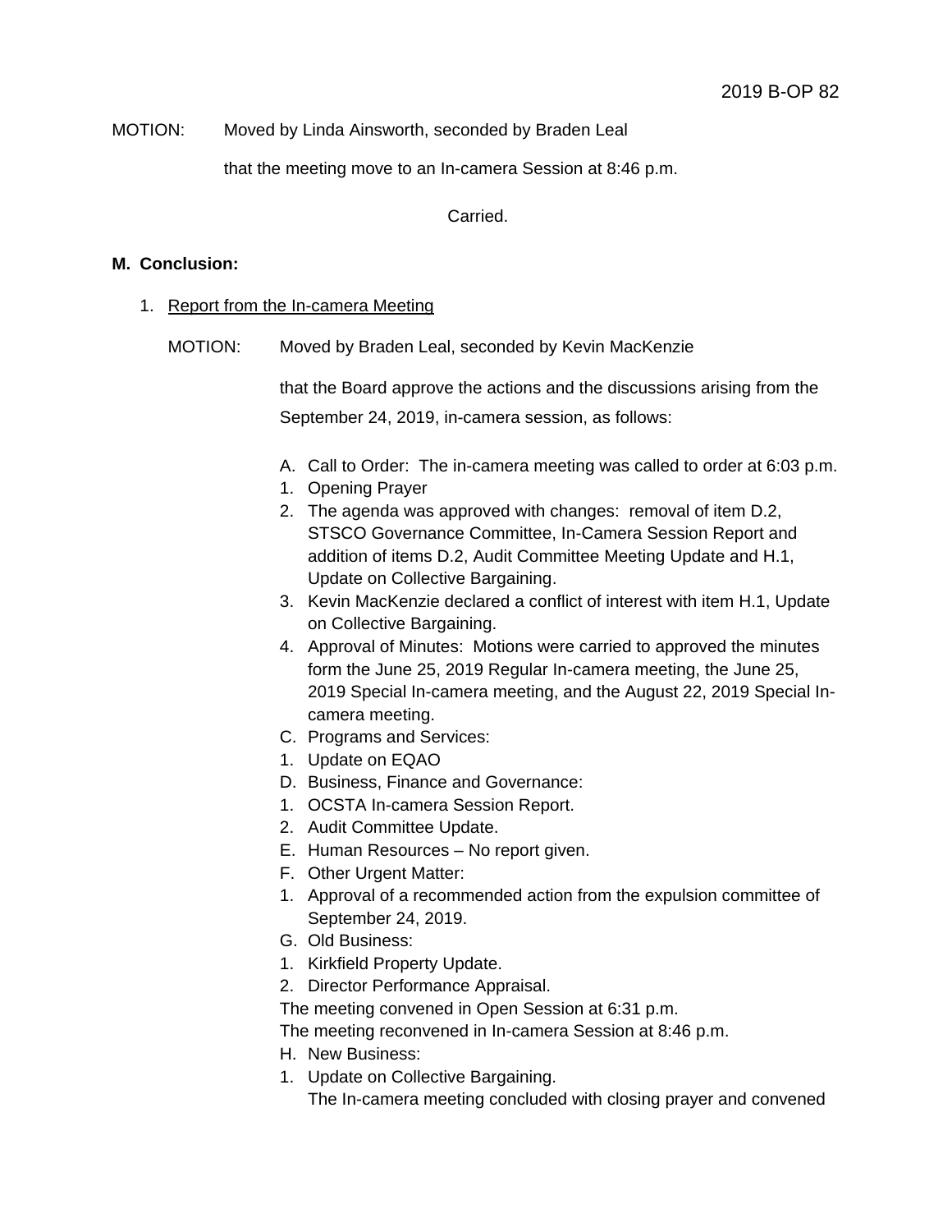MOTION: Moved by Linda Ainsworth, seconded by Braden Leal

that the meeting move to an In-camera Session at 8:46 p.m.

Carried.

**M. Conclusion:**

1. Report from the In-camera Meeting

MOTION: Moved by Braden Leal, seconded by Kevin MacKenzie

that the Board approve the actions and the discussions arising from the September 24, 2019, in-camera session, as follows:

A. Call to Order: The in-camera meeting was called to order at 6:03 p.m.
1. Opening Prayer
2. The agenda was approved with changes: removal of item D.2, STSCO Governance Committee, In-Camera Session Report and addition of items D.2, Audit Committee Meeting Update and H.1, Update on Collective Bargaining.
3. Kevin MacKenzie declared a conflict of interest with item H.1, Update on Collective Bargaining.
4. Approval of Minutes: Motions were carried to approved the minutes form the June 25, 2019 Regular In-camera meeting, the June 25, 2019 Special In-camera meeting, and the August 22, 2019 Special In-camera meeting.

C. Programs and Services:
1. Update on EQAO

D. Business, Finance and Governance:
1. OCSTA In-camera Session Report.
2. Audit Committee Update.

E. Human Resources – No report given.

F. Other Urgent Matter:
1. Approval of a recommended action from the expulsion committee of September 24, 2019.

G. Old Business:
1. Kirkfield Property Update.
2. Director Performance Appraisal.

The meeting convened in Open Session at 6:31 p.m.

The meeting reconvened in In-camera Session at 8:46 p.m.

H. New Business:
1. Update on Collective Bargaining.
   The In-camera meeting concluded with closing prayer and convened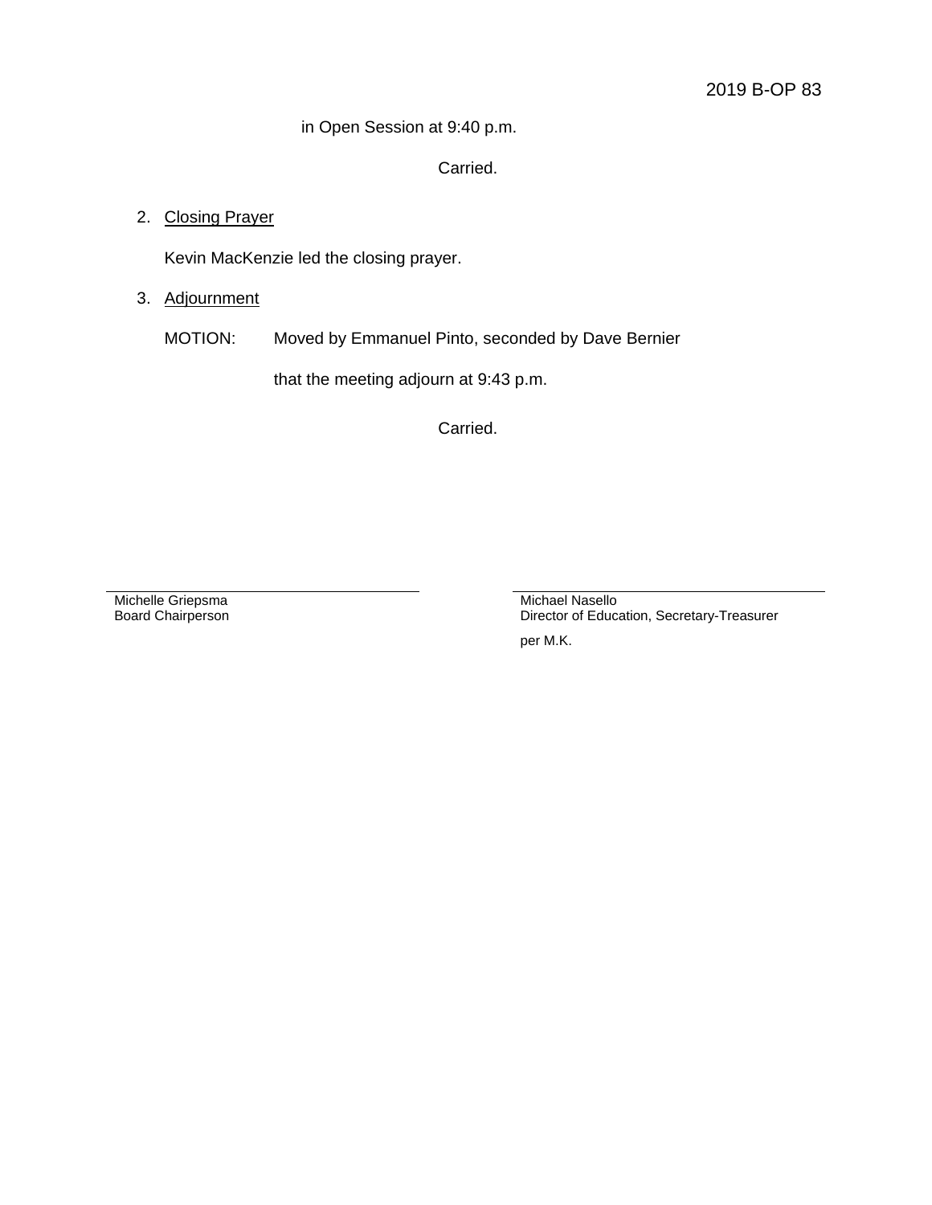in Open Session at 9:40 p.m.

Carried.

2. Closing Prayer

   Kevin MacKenzie led the closing prayer.

3. Adjournment

   MOTION: Moved by Emmanuel Pinto, seconded by Dave Bernier

   that the meeting adjourn at 9:43 p.m.

   Carried.

Michelle Griepsma
Board Chairperson

Michael Nasello
Director of Education, Secretary-Treasurer
per M.K.